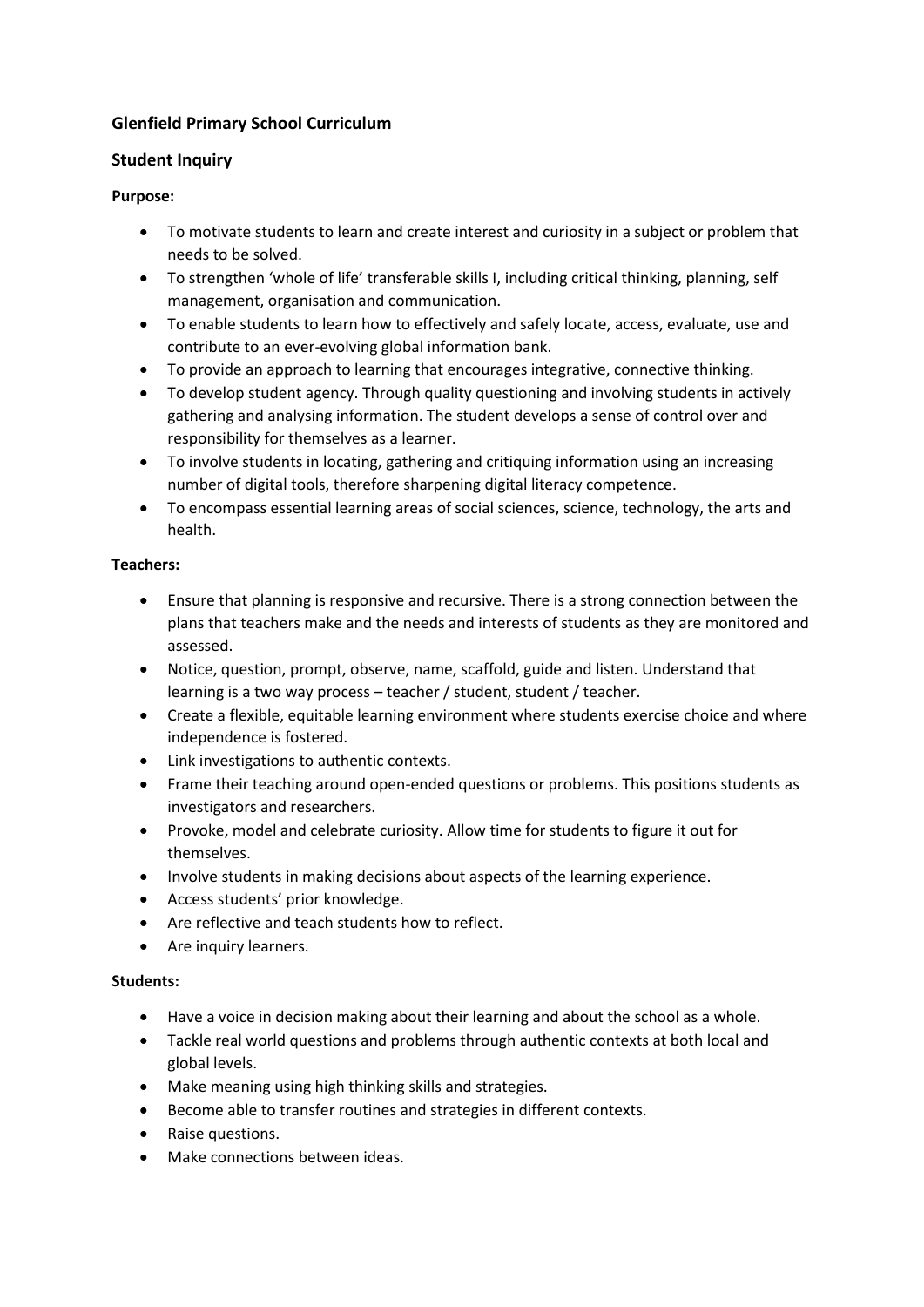# Glenfield Primary School Curriculum

## Student Inquiry

**Purpose:**

- To motivate students to learn and create interest and curiosity in a subject or problem that needs to be solved.
- To strengthen 'whole of life' transferable skills I, including critical thinking, planning, self management, organisation and communication.
- To enable students to learn how to effectively and safely locate, access, evaluate, use and contribute to an ever-evolving global information bank.
- To provide an approach to learning that encourages integrative, connective thinking.
- To develop student agency. Through quality questioning and involving students in actively gathering and analysing information. The student develops a sense of control over and responsibility for themselves as a learner.
- To involve students in locating, gathering and critiquing information using an increasing number of digital tools, therefore sharpening digital literacy competence.
- To encompass essential learning areas of social sciences, science, technology, the arts and health.

**Teachers:**

- Ensure that planning is responsive and recursive. There is a strong connection between the plans that teachers make and the needs and interests of students as they are monitored and assessed.
- Notice, question, prompt, observe, name, scaffold, guide and listen. Understand that learning is a two way process – teacher / student, student / teacher.
- Create a flexible, equitable learning environment where students exercise choice and where independence is fostered.
- Link investigations to authentic contexts.
- Frame their teaching around open-ended questions or problems. This positions students as investigators and researchers.
- Provoke, model and celebrate curiosity. Allow time for students to figure it out for themselves.
- Involve students in making decisions about aspects of the learning experience.
- Access students' prior knowledge.
- Are reflective and teach students how to reflect.
- Are inquiry learners.

**Students:**

- Have a voice in decision making about their learning and about the school as a whole.
- Tackle real world questions and problems through authentic contexts at both local and global levels.
- Make meaning using high thinking skills and strategies.
- Become able to transfer routines and strategies in different contexts.
- Raise questions.
- Make connections between ideas.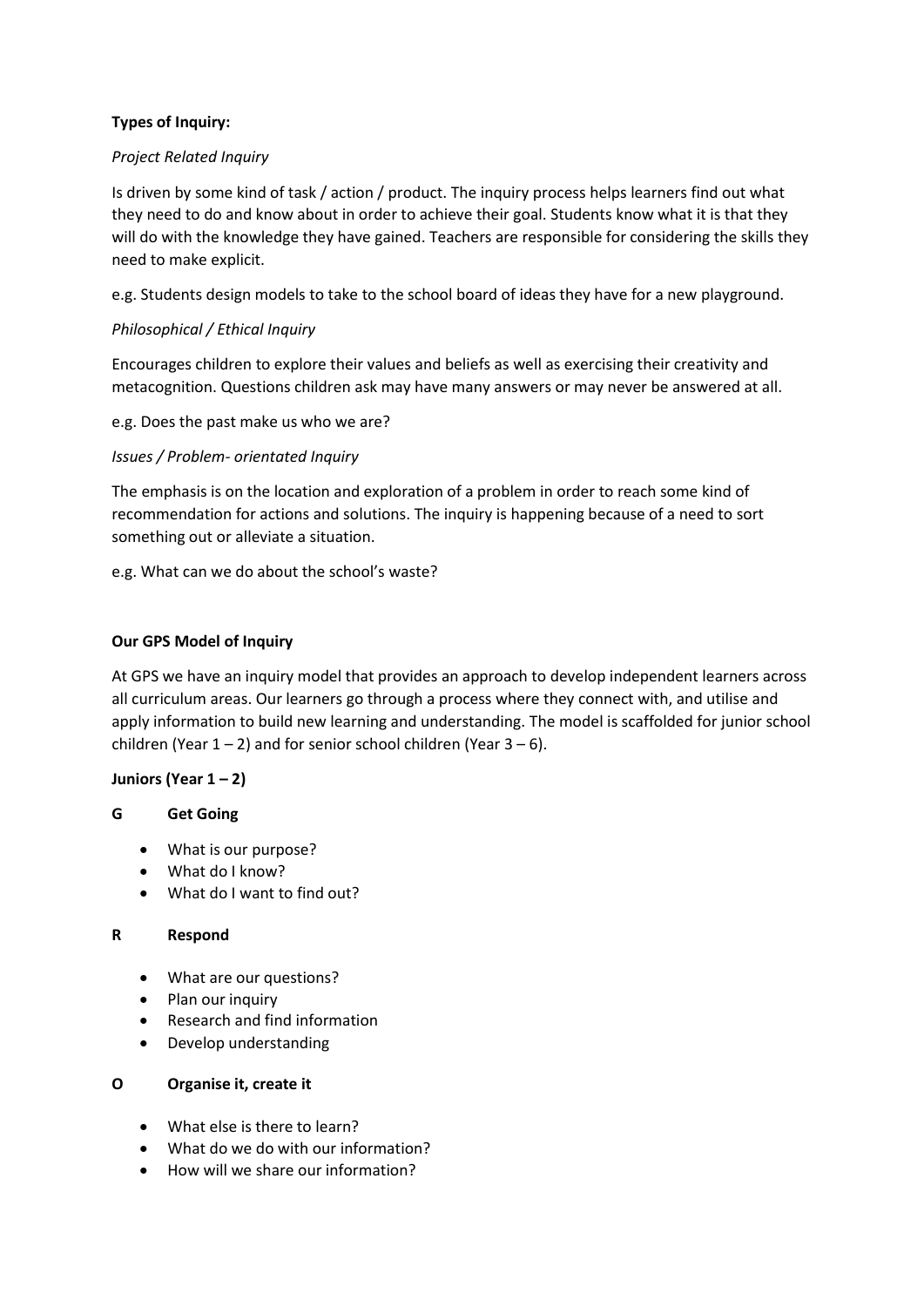**Types of Inquiry:**

*Project Related Inquiry*

Is driven by some kind of task / action / product. The inquiry process helps learners find out what they need to do and know about in order to achieve their goal. Students know what it is that they will do with the knowledge they have gained. Teachers are responsible for considering the skills they need to make explicit.

e.g. Students design models to take to the school board of ideas they have for a new playground.

*Philosophical / Ethical Inquiry*

Encourages children to explore their values and beliefs as well as exercising their creativity and metacognition. Questions children ask may have many answers or may never be answered at all.

e.g. Does the past make us who we are?

*Issues / Problem- orientated Inquiry*

The emphasis is on the location and exploration of a problem in order to reach some kind of recommendation for actions and solutions. The inquiry is happening because of a need to sort something out or alleviate a situation.

e.g. What can we do about the school's waste?

**Our GPS Model of Inquiry**

At GPS we have an inquiry model that provides an approach to develop independent learners across all curriculum areas. Our learners go through a process where they connect with, and utilise and apply information to build new learning and understanding. The model is scaffolded for junior school children (Year 1 – 2) and for senior school children (Year 3 – 6).

**Juniors (Year 1 – 2)**

**G Get Going**

- What is our purpose?
- What do I know?
- What do I want to find out?

**R Respond**

- What are our questions?
- Plan our inquiry
- Research and find information
- Develop understanding

**O Organise it, create it**

- What else is there to learn?
- What do we do with our information?
- How will we share our information?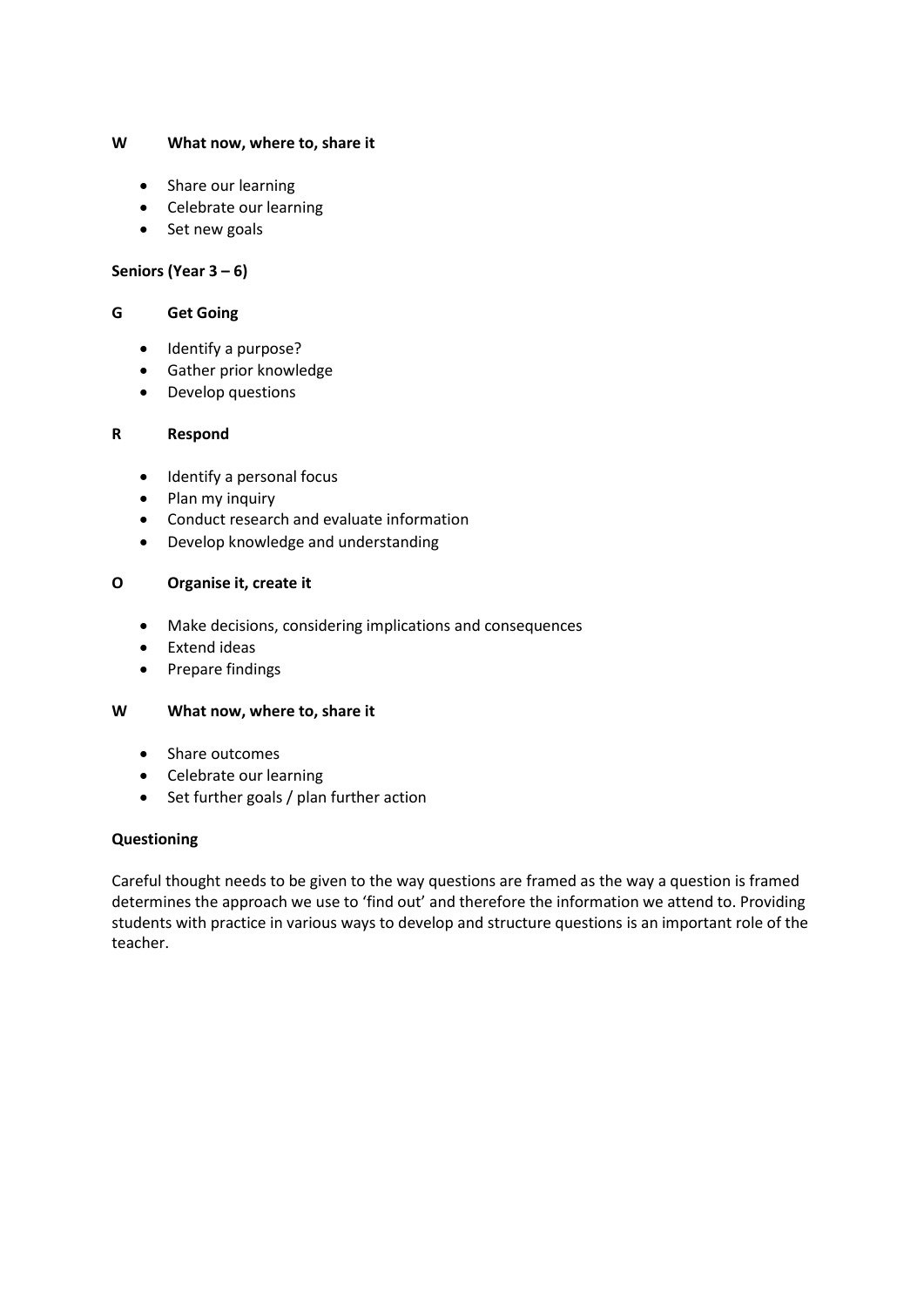**W What now, where to, share it**

- Share our learning
- Celebrate our learning
- Set new goals

**Seniors (Year 3 – 6)**

**G Get Going**

- Identify a purpose?
- Gather prior knowledge
- Develop questions

**R Respond**

- Identify a personal focus
- Plan my inquiry
- Conduct research and evaluate information
- Develop knowledge and understanding

**O Organise it, create it**

- Make decisions, considering implications and consequences
- Extend ideas
- Prepare findings

**W What now, where to, share it**

- Share outcomes
- Celebrate our learning
- Set further goals / plan further action

**Questioning**

Careful thought needs to be given to the way questions are framed as the way a question is framed determines the approach we use to 'find out' and therefore the information we attend to. Providing students with practice in various ways to develop and structure questions is an important role of the teacher.